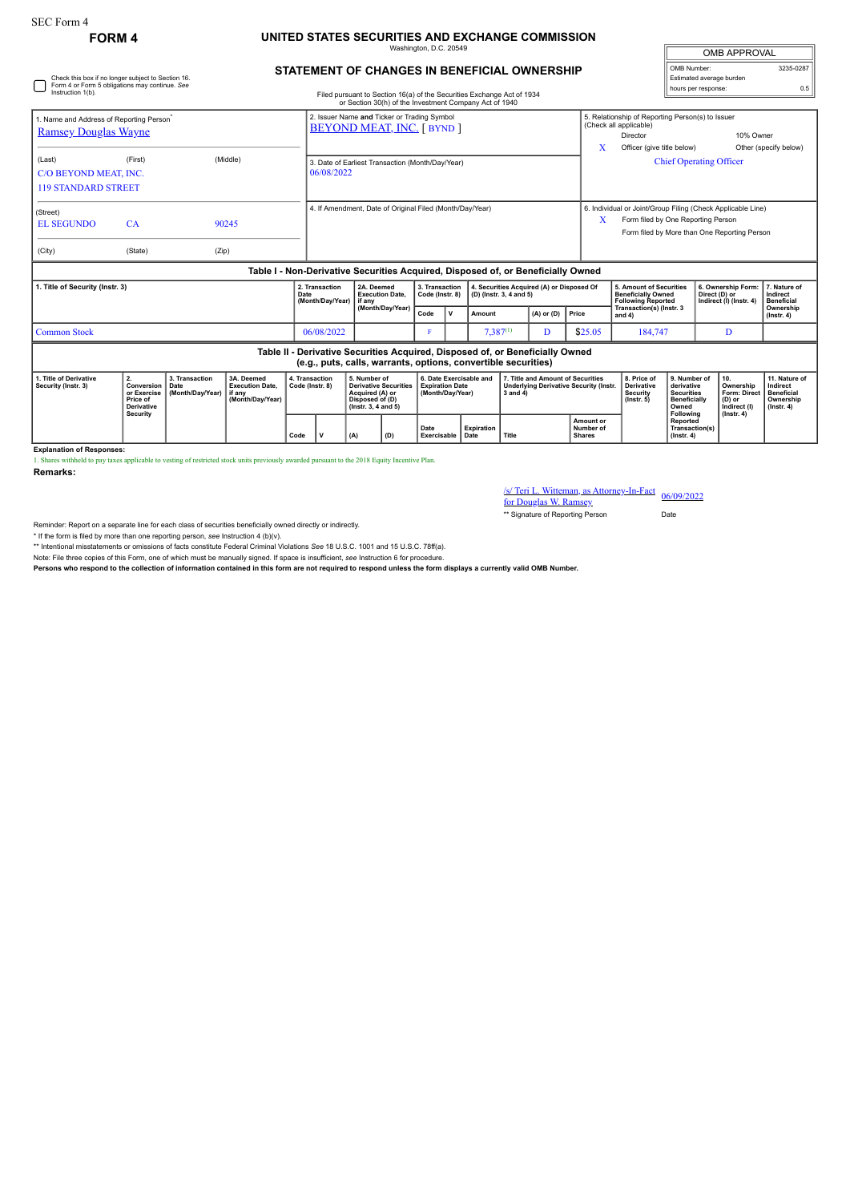SEC Form 4

**FORM 4**

# UNITED STATES SECURITIES AND EXCHANGE COMMISSION

Washington, D.C. 20549

## STATEMENT OF CHANGES IN BENEFICIAL OWNERSHIP

Filed pursuant to Section 16(a) of the Securities Exchange Act of 1934 or Section 30(h) of the Investment Company Act of 1940

| OMB APPROVAL | |
|---|---|
| OMB Number: | 3235-0287 |
| Estimated average burden | |
| hours per response: | 0.5 |

☐ Check this box if no longer subject to Section 16. Form 4 or Form 5 obligations may continue. *See* Instruction 1(b).

1. Name and Address of Reporting Person*
Ramsey Douglas Wayne

(Last) (First) (Middle)
C/O BEYOND MEAT, INC.
119 STANDARD STREET

(Street)
EL SEGUNDO CA 90245

(City) (State) (Zip)

2. Issuer Name and Ticker or Trading Symbol
BEYOND MEAT, INC. [ BYND ]

3. Date of Earliest Transaction (Month/Day/Year)
06/08/2022

4. If Amendment, Date of Original Filed (Month/Day/Year)

5. Relationship of Reporting Person(s) to Issuer (Check all applicable)
Director | 10% Owner
X Officer (give title below) | Other (specify below)
Chief Operating Officer

6. Individual or Joint/Group Filing (Check Applicable Line)
X Form filed by One Reporting Person
Form filed by More than One Reporting Person

### Table I - Non-Derivative Securities Acquired, Disposed of, or Beneficially Owned

| 1. Title of Security (Instr. 3) | 2. Transaction Date (Month/Day/Year) | 2A. Deemed Execution Date, if any (Month/Day/Year) | 3. Transaction Code (Instr. 8) | | 4. Securities Acquired (A) or Disposed Of (D) (Instr. 3, 4 and 5) | | | 5. Amount of Securities Beneficially Owned Following Reported Transaction(s) (Instr. 3 and 4) | 6. Ownership Form: Direct (D) or Indirect (I) (Instr. 4) | 7. Nature of Indirect Beneficial Ownership (Instr. 4) |
|---|---|---|---|---|---|---|---|---|---|---|
| | | | Code | V | Amount | (A) or (D) | Price | | | |
| Common Stock | 06/08/2022 | | F | | 7,387[1] | D | $25.05 | 184,747 | D | |

### Table II - Derivative Securities Acquired, Disposed of, or Beneficially Owned (e.g., puts, calls, warrants, options, convertible securities)

| 1. Title of Derivative Security (Instr. 3) | 2. Conversion or Exercise Price of Derivative Security | 3. Transaction Date (Month/Day/Year) | 3A. Deemed Execution Date, if any (Month/Day/Year) | 4. Transaction Code (Instr. 8) | | 5. Number of Derivative Securities Acquired (A) or Disposed of (D) (Instr. 3, 4 and 5) | | 6. Date Exercisable and Expiration Date (Month/Day/Year) | | 7. Title and Amount of Securities Underlying Derivative Security (Instr. 3 and 4) | | 8. Price of Derivative Security (Instr. 5) | 9. Number of derivative Securities Beneficially Owned Following Reported Transaction(s) (Instr. 4) | 10. Ownership Form: Direct (D) or Indirect (I) (Instr. 4) | 11. Nature of Indirect Beneficial Ownership (Instr. 4) |
|---|---|---|---|---|---|---|---|---|---|---|---|---|---|---|---|
| | | | | Code | V | (A) | (D) | Date Exercisable | Expiration Date | Title | Amount or Number of Shares | | | | |

**Explanation of Responses:**

1. Shares withheld to pay taxes applicable to vesting of restricted stock units previously awarded pursuant to the 2018 Equity Incentive Plan.

**Remarks:**

/s/ Teri L. Witteman, as Attorney-In-Fact for Douglas W. Ramsey — 06/09/2022

** Signature of Reporting Person — Date

Reminder: Report on a separate line for each class of securities beneficially owned directly or indirectly.

* If the form is filed by more than one reporting person, *see* Instruction 4 (b)(v).

** Intentional misstatements or omissions of facts constitute Federal Criminal Violations *See* 18 U.S.C. 1001 and 15 U.S.C. 78ff(a).

Note: File three copies of this Form, one of which must be manually signed. If space is insufficient, *see* Instruction 6 for procedure.

**Persons who respond to the collection of information contained in this form are not required to respond unless the form displays a currently valid OMB Number.**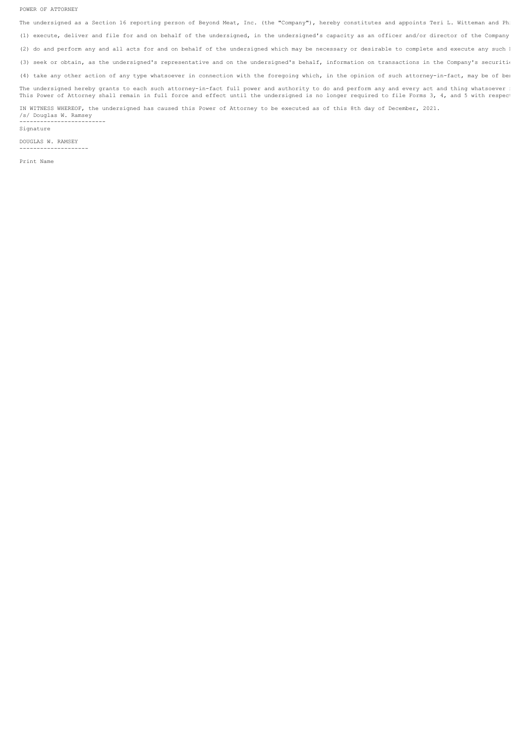POWER OF ATTORNEY

The undersigned as a Section 16 reporting person of Beyond Meat, Inc. (the "Company"), hereby constitutes and appoints Teri L. Witteman and Ph

(1) execute, deliver and file for and on behalf of the undersigned, in the undersigned's capacity as an officer and/or director of the Company

(2) do and perform any and all acts for and on behalf of the undersigned which may be necessary or desirable to complete and execute any such I

(3) seek or obtain, as the undersigned's representative and on the undersigned's behalf, information on transactions in the Company's securitie

(4) take any other action of any type whatsoever in connection with the foregoing which, in the opinion of such attorney-in-fact, may be of ber

The undersigned hereby grants to each such attorney-in-fact full power and authority to do and perform any and every act and thing whatsoever :
This Power of Attorney shall remain in full force and effect until the undersigned is no longer required to file Forms 3, 4, and 5 with respect

IN WITNESS WHEREOF, the undersigned has caused this Power of Attorney to be executed as of this 8th day of December, 2021.
/s/ Douglas W. Ramsey

Signature

DOUGLAS W. RAMSEY

Print Name